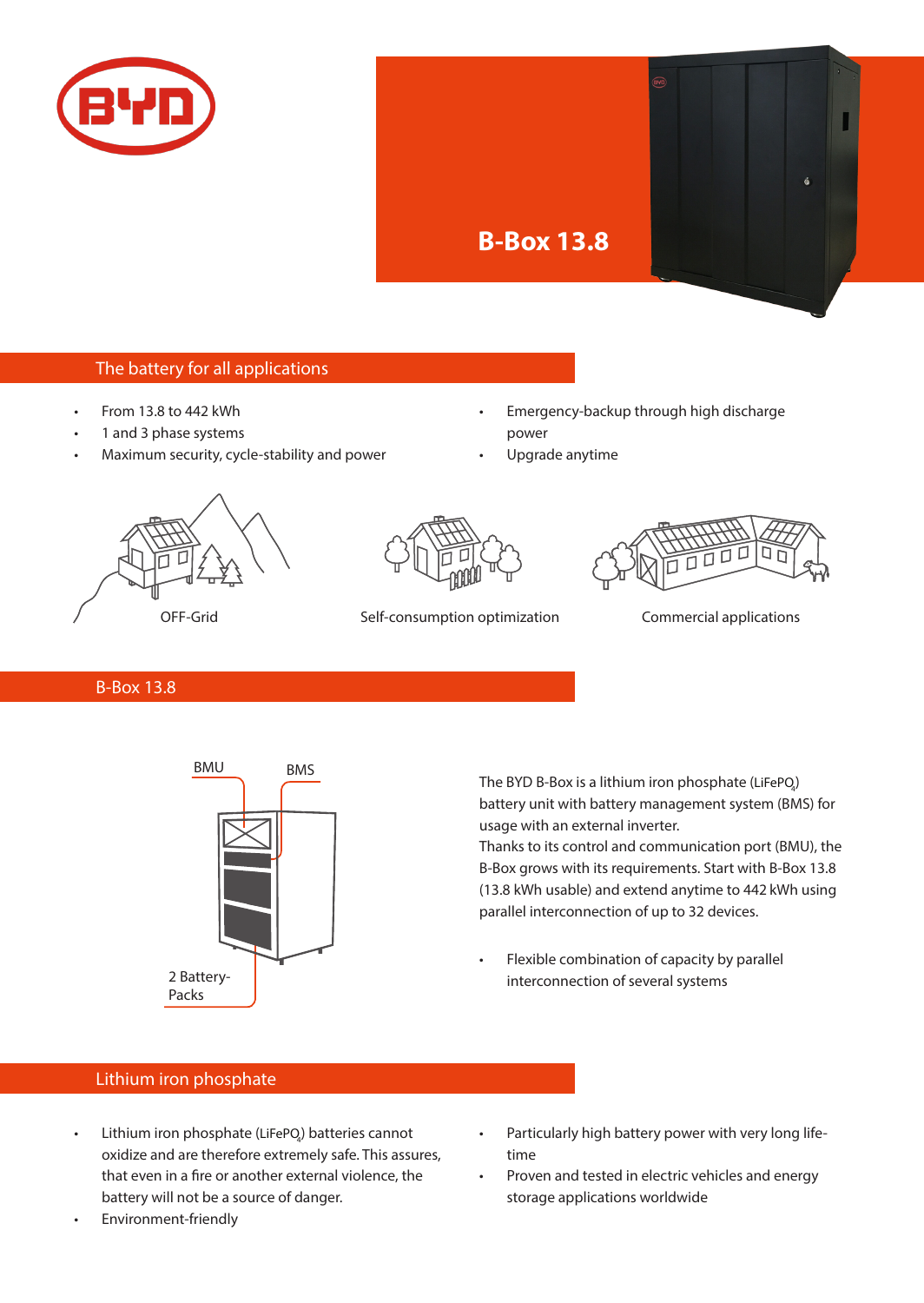# B-Box 13.8

## The battery for all applications

- From 13.8 to 442 kWh
- 1 and 3 phase systems
- Maximum security, cycle-stability and power
- Emergency-backup through high discharge power
- Upgrade anytime

OFF-Grid

Self-consumption optimization

Commercial applications

## B-Box 13.8

BMU

BMS

2 Battery-Packs

The BYD B-Box is a lithium iron phosphate ($LiFePO_4$) battery unit with battery management system (BMS) for usage with an external inverter.
Thanks to its control and communication port (BMU), the B-Box grows with its requirements. Start with B-Box 13.8 (13.8 kWh usable) and extend anytime to 442 kWh using parallel interconnection of up to 32 devices.

- Flexible combination of capacity by parallel interconnection of several systems

## Lithium iron phosphate

- Lithium iron phosphate ($LiFePO_4$) batteries cannot oxidize and are therefore extremely safe. This assures, that even in a fire or another external violence, the battery will not be a source of danger.
- Environment-friendly
- Particularly high battery power with very long life-time
- Proven and tested in electric vehicles and energy storage applications worldwide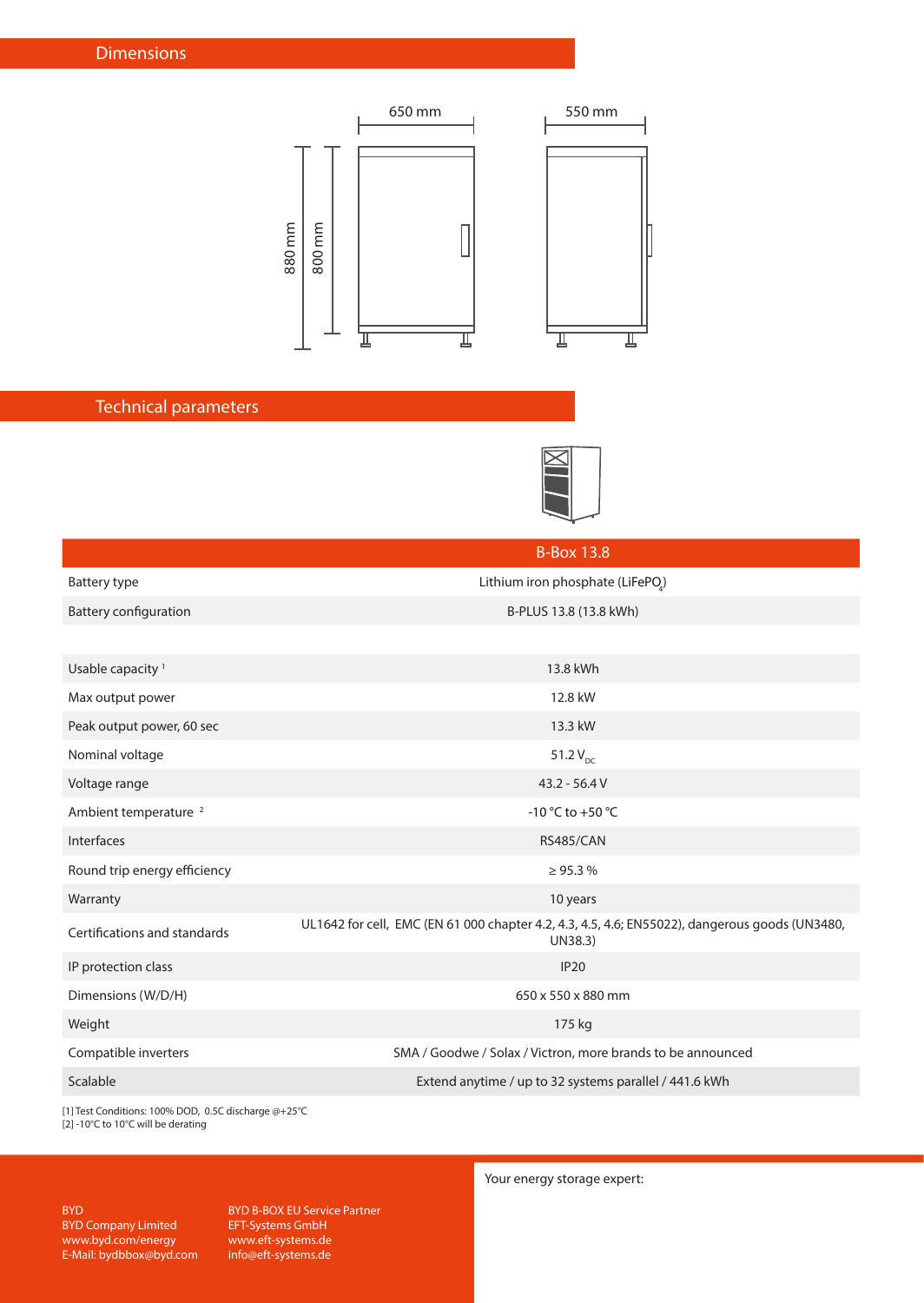## Dimensions

650 mm
550 mm
880 mm
800 mm

## Technical parameters

| | B-Box 13.8 |
|---|---|
| Battery type | Lithium iron phosphate ($LiFePO_4$) |
| Battery configuration | B-PLUS 13.8 (13.8 kWh) |
| Usable capacity [1] | 13.8 kWh |
| Max output power | 12.8 kW |
| Peak output power, 60 sec | 13.3 kW |
| Nominal voltage | 51.2 $V_{DC}$ |
| Voltage range | 43.2 - 56.4 V |
| Ambient temperature [2] | -10 °C to +50 °C |
| Interfaces | RS485/CAN |
| Round trip energy efficiency | ≥ 95.3 % |
| Warranty | 10 years |
| Certifications and standards | UL1642 for cell, EMC (EN 61 000 chapter 4.2, 4.3, 4.5, 4.6; EN55022), dangerous goods (UN3480, UN38.3) |
| IP protection class | IP20 |
| Dimensions (W/D/H) | 650 x 550 x 880 mm |
| Weight | 175 kg |
| Compatible inverters | SMA / Goodwe / Solax / Victron, more brands to be announced |
| Scalable | Extend anytime / up to 32 systems parallel / 441.6 kWh |

[1] Test Conditions: 100% DOD, 0.5C discharge @+25°C
[2] -10°C to 10°C will be derating

BYD
BYD Company Limited
www.byd.com/energy
E-Mail: bydbbox@byd.com

BYD B-BOX EU Service Partner
EFT-Systems GmbH
www.eft-systems.de
info@eft-systems.de

Your energy storage expert: